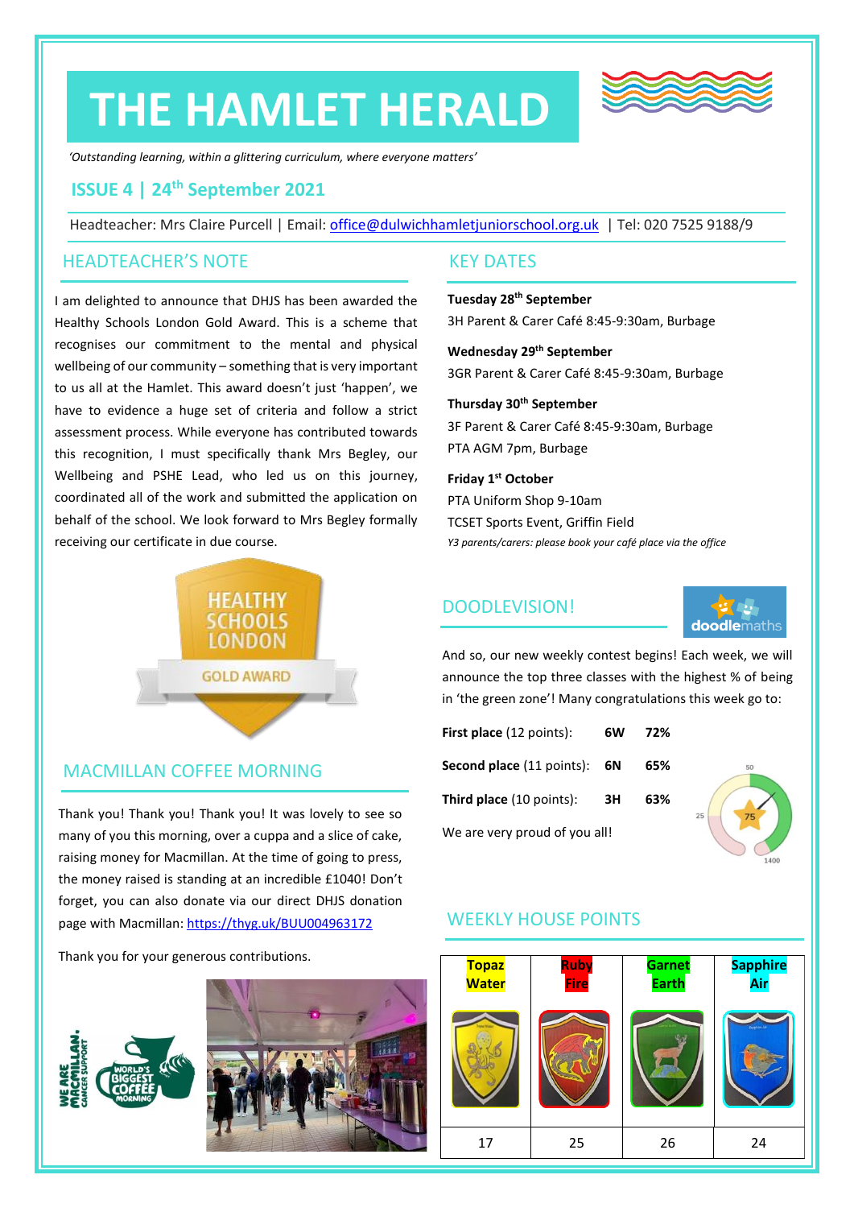# THE HAMLET HERALD

*'Outstanding learning, within a glittering curriculum, where everyone matters'*

## ISSUE 4 | 24th September 2021

Headteacher: Mrs Claire Purcell | Email: office@dulwichhamletjuniorschool.org.uk | Tel: 020 7525 9188/9

## HEADTEACHER'S NOTE

I am delighted to announce that DHJS has been awarded the Healthy Schools London Gold Award. This is a scheme that recognises our commitment to the mental and physical wellbeing of our community – something that is very important to us all at the Hamlet. This award doesn't just 'happen', we have to evidence a huge set of criteria and follow a strict assessment process. While everyone has contributed towards this recognition, I must specifically thank Mrs Begley, our Wellbeing and PSHE Lead, who led us on this journey, coordinated all of the work and submitted the application on behalf of the school. We look forward to Mrs Begley formally receiving our certificate in due course.

## MACMILLAN COFFEE MORNING

Thank you! Thank you! Thank you! It was lovely to see so many of you this morning, over a cuppa and a slice of cake, raising money for Macmillan. At the time of going to press, the money raised is standing at an incredible £1040! Don't forget, you can also donate via our direct DHJS donation page with Macmillan: https://thyg.uk/BUU004963172

Thank you for your generous contributions.

## KEY DATES

**Tuesday 28th September**
3H Parent & Carer Café 8:45-9:30am, Burbage

**Wednesday 29th September**
3GR Parent & Carer Café 8:45-9:30am, Burbage

**Thursday 30th September**
3F Parent & Carer Café 8:45-9:30am, Burbage
PTA AGM 7pm, Burbage

**Friday 1st October**
PTA Uniform Shop 9-10am
TCSET Sports Event, Griffin Field
*Y3 parents/carers: please book your café place via the office*

## DOODLEVISION!

And so, our new weekly contest begins! Each week, we will announce the top three classes with the highest % of being in 'the green zone'! Many congratulations this week go to:

| | | |
|---|---|---|
| **First place** (12 points): | **6W** | **72%** |
| **Second place** (11 points): | **6N** | **65%** |
| **Third place** (10 points): | **3H** | **63%** |

We are very proud of you all!

## WEEKLY HOUSE POINTS

| Topaz Water | Ruby Fire | Garnet Earth | Sapphire Air |
|---|---|---|---|
| 17 | 25 | 26 | 24 |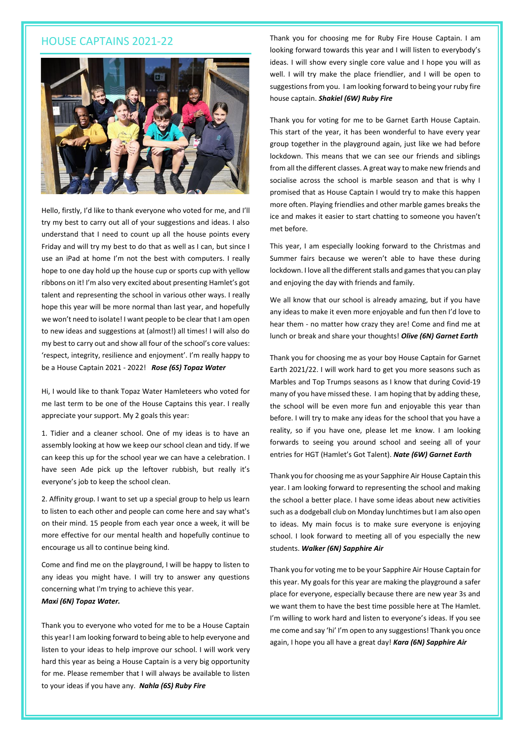## HOUSE CAPTAINS 2021-22

Hello, firstly, I'd like to thank everyone who voted for me, and I'll try my best to carry out all of your suggestions and ideas. I also understand that I need to count up all the house points every Friday and will try my best to do that as well as I can, but since I use an iPad at home I'm not the best with computers. I really hope to one day hold up the house cup or sports cup with yellow ribbons on it! I'm also very excited about presenting Hamlet's got talent and representing the school in various other ways. I really hope this year will be more normal than last year, and hopefully we won't need to isolate! I want people to be clear that I am open to new ideas and suggestions at (almost!) all times! I will also do my best to carry out and show all four of the school's core values: 'respect, integrity, resilience and enjoyment'. I'm really happy to be a House Captain 2021 - 2022! ***Rose (6S) Topaz Water***

Hi, I would like to thank Topaz Water Hamleteers who voted for me last term to be one of the House Captains this year. I really appreciate your support. My 2 goals this year:

1. Tidier and a cleaner school. One of my ideas is to have an assembly looking at how we keep our school clean and tidy. If we can keep this up for the school year we can have a celebration. I have seen Ade pick up the leftover rubbish, but really it's everyone's job to keep the school clean.

2. Affinity group. I want to set up a special group to help us learn to listen to each other and people can come here and say what's on their mind. 15 people from each year once a week, it will be more effective for our mental health and hopefully continue to encourage us all to continue being kind.

Come and find me on the playground, I will be happy to listen to any ideas you might have. I will try to answer any questions concerning what I'm trying to achieve this year.
***Maxi (6N) Topaz Water.***

Thank you to everyone who voted for me to be a House Captain this year! I am looking forward to being able to help everyone and listen to your ideas to help improve our school. I will work very hard this year as being a House Captain is a very big opportunity for me. Please remember that I will always be available to listen to your ideas if you have any. ***Nahla (6S) Ruby Fire***

Thank you for choosing me for Ruby Fire House Captain. I am looking forward towards this year and I will listen to everybody's ideas. I will show every single core value and I hope you will as well. I will try make the place friendlier, and I will be open to suggestions from you. I am looking forward to being your ruby fire house captain. ***Shakiel (6W) Ruby Fire***

Thank you for voting for me to be Garnet Earth House Captain. This start of the year, it has been wonderful to have every year group together in the playground again, just like we had before lockdown. This means that we can see our friends and siblings from all the different classes. A great way to make new friends and socialise across the school is marble season and that is why I promised that as House Captain I would try to make this happen more often. Playing friendlies and other marble games breaks the ice and makes it easier to start chatting to someone you haven't met before.

This year, I am especially looking forward to the Christmas and Summer fairs because we weren't able to have these during lockdown. I love all the different stalls and games that you can play and enjoying the day with friends and family.

We all know that our school is already amazing, but if you have any ideas to make it even more enjoyable and fun then I'd love to hear them - no matter how crazy they are! Come and find me at lunch or break and share your thoughts! ***Olive (6N) Garnet Earth***

Thank you for choosing me as your boy House Captain for Garnet Earth 2021/22. I will work hard to get you more seasons such as Marbles and Top Trumps seasons as I know that during Covid-19 many of you have missed these. I am hoping that by adding these, the school will be even more fun and enjoyable this year than before. I will try to make any ideas for the school that you have a reality, so if you have one, please let me know. I am looking forwards to seeing you around school and seeing all of your entries for HGT (Hamlet's Got Talent). ***Nate (6W) Garnet Earth***

Thank you for choosing me as your Sapphire Air House Captain this year. I am looking forward to representing the school and making the school a better place. I have some ideas about new activities such as a dodgeball club on Monday lunchtimes but I am also open to ideas. My main focus is to make sure everyone is enjoying school. I look forward to meeting all of you especially the new students. ***Walker (6N) Sapphire Air***

Thank you for voting me to be your Sapphire Air House Captain for this year. My goals for this year are making the playground a safer place for everyone, especially because there are new year 3s and we want them to have the best time possible here at The Hamlet. I'm willing to work hard and listen to everyone's ideas. If you see me come and say 'hi' I'm open to any suggestions! Thank you once again, I hope you all have a great day! ***Kara (6N) Sapphire Air***